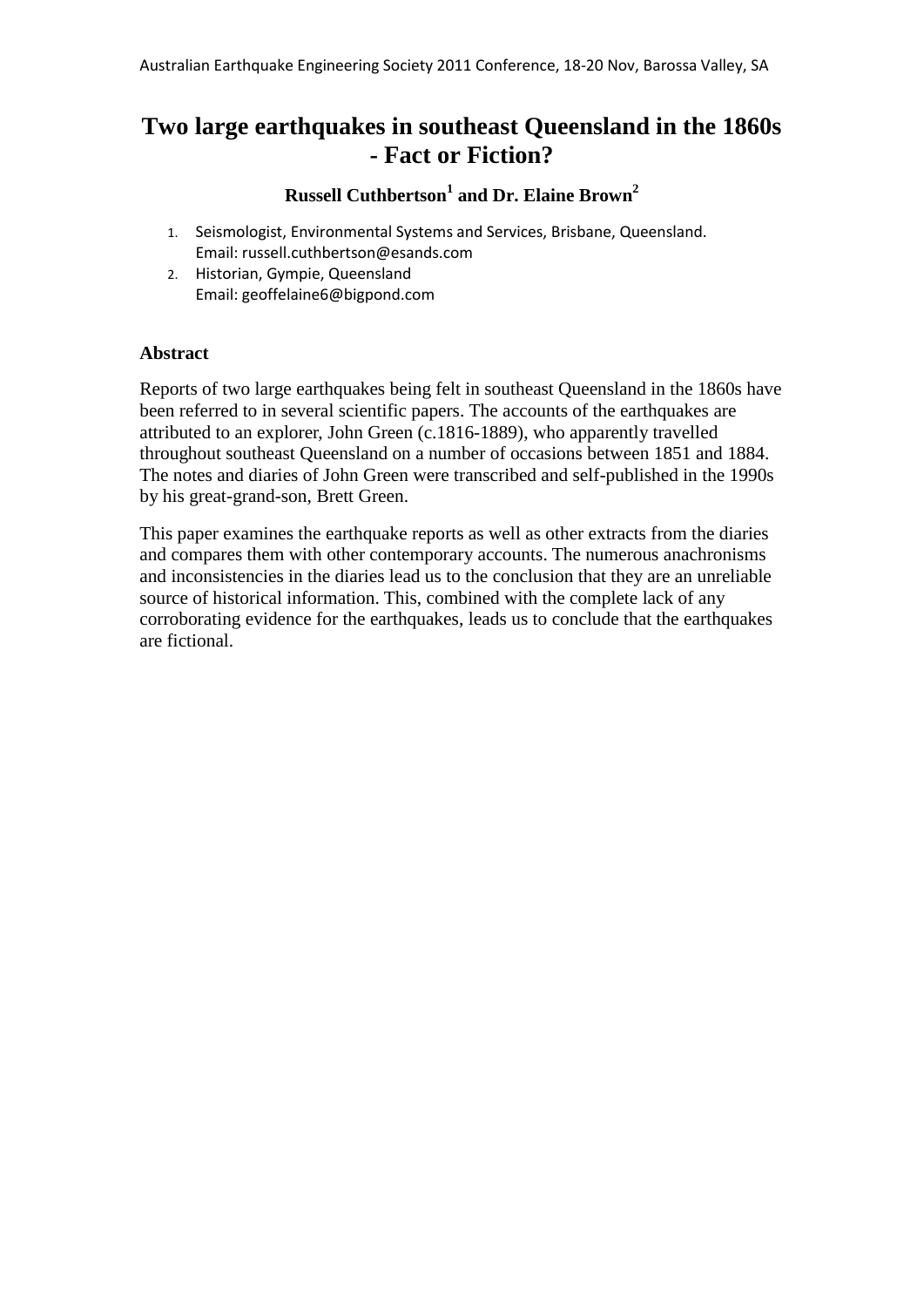# Two large earthquakes in southeast Queensland in the 1860s - Fact or Fiction?

**Russell Cuthbertson[1] and Dr. Elaine Brown[2]**

1. Seismologist, Environmental Systems and Services, Brisbane, Queensland. Email: russell.cuthbertson@esands.com
2. Historian, Gympie, Queensland Email: geoffelaine6@bigpond.com

## Abstract

Reports of two large earthquakes being felt in southeast Queensland in the 1860s have been referred to in several scientific papers. The accounts of the earthquakes are attributed to an explorer, John Green (c.1816-1889), who apparently travelled throughout southeast Queensland on a number of occasions between 1851 and 1884. The notes and diaries of John Green were transcribed and self-published in the 1990s by his great-grand-son, Brett Green.

This paper examines the earthquake reports as well as other extracts from the diaries and compares them with other contemporary accounts. The numerous anachronisms and inconsistencies in the diaries lead us to the conclusion that they are an unreliable source of historical information. This, combined with the complete lack of any corroborating evidence for the earthquakes, leads us to conclude that the earthquakes are fictional.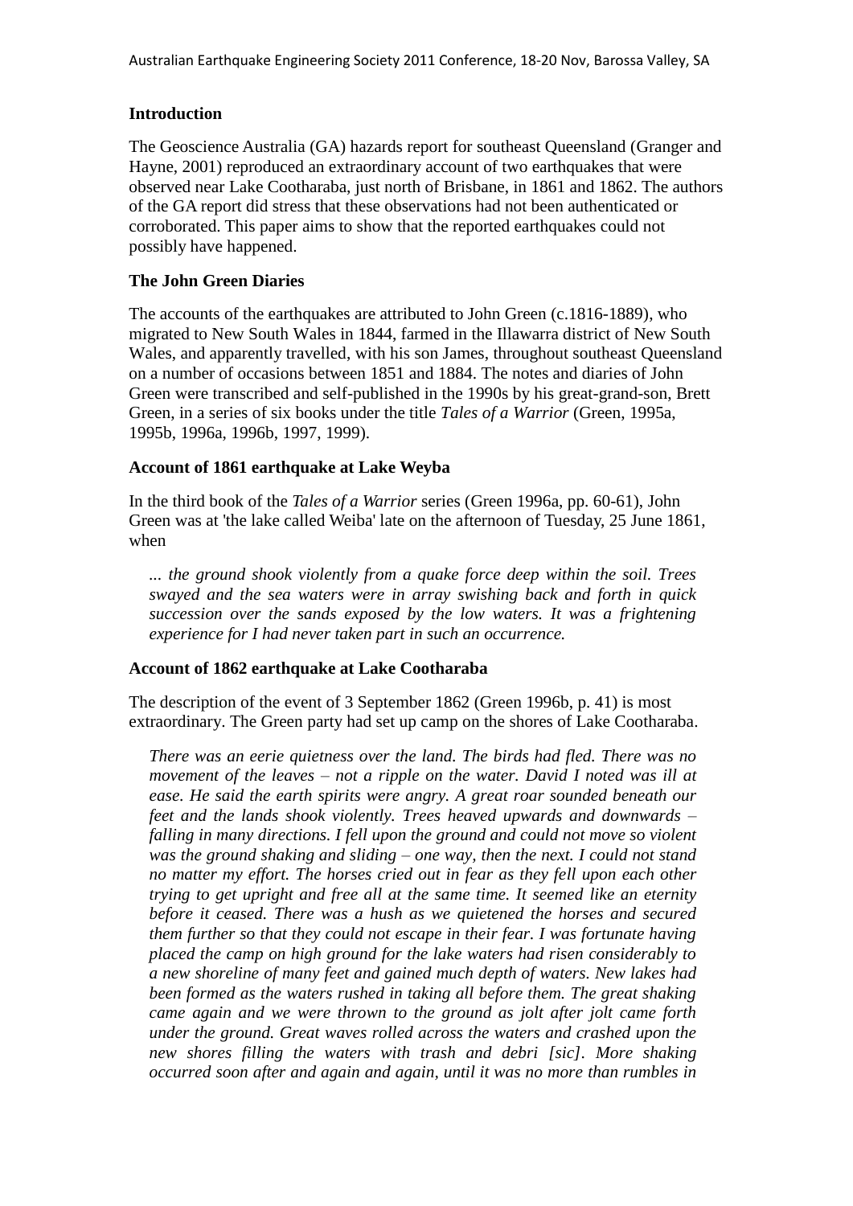## Introduction

The Geoscience Australia (GA) hazards report for southeast Queensland (Granger and Hayne, 2001) reproduced an extraordinary account of two earthquakes that were observed near Lake Cootharaba, just north of Brisbane, in 1861 and 1862. The authors of the GA report did stress that these observations had not been authenticated or corroborated. This paper aims to show that the reported earthquakes could not possibly have happened.

## The John Green Diaries

The accounts of the earthquakes are attributed to John Green (c.1816-1889), who migrated to New South Wales in 1844, farmed in the Illawarra district of New South Wales, and apparently travelled, with his son James, throughout southeast Queensland on a number of occasions between 1851 and 1884. The notes and diaries of John Green were transcribed and self-published in the 1990s by his great-grand-son, Brett Green, in a series of six books under the title *Tales of a Warrior* (Green, 1995a, 1995b, 1996a, 1996b, 1997, 1999).

## Account of 1861 earthquake at Lake Weyba

In the third book of the *Tales of a Warrior* series (Green 1996a, pp. 60-61), John Green was at 'the lake called Weiba' late on the afternoon of Tuesday, 25 June 1861, when

> *... the ground shook violently from a quake force deep within the soil. Trees swayed and the sea waters were in array swishing back and forth in quick succession over the sands exposed by the low waters. It was a frightening experience for I had never taken part in such an occurrence.*

## Account of 1862 earthquake at Lake Cootharaba

The description of the event of 3 September 1862 (Green 1996b, p. 41) is most extraordinary. The Green party had set up camp on the shores of Lake Cootharaba.

> *There was an eerie quietness over the land. The birds had fled. There was no movement of the leaves – not a ripple on the water. David I noted was ill at ease. He said the earth spirits were angry. A great roar sounded beneath our feet and the lands shook violently. Trees heaved upwards and downwards – falling in many directions. I fell upon the ground and could not move so violent was the ground shaking and sliding – one way, then the next. I could not stand no matter my effort. The horses cried out in fear as they fell upon each other trying to get upright and free all at the same time. It seemed like an eternity before it ceased. There was a hush as we quietened the horses and secured them further so that they could not escape in their fear. I was fortunate having placed the camp on high ground for the lake waters had risen considerably to a new shoreline of many feet and gained much depth of waters. New lakes had been formed as the waters rushed in taking all before them. The great shaking came again and we were thrown to the ground as jolt after jolt came forth under the ground. Great waves rolled across the waters and crashed upon the new shores filling the waters with trash and debri [sic]. More shaking occurred soon after and again and again, until it was no more than rumbles in*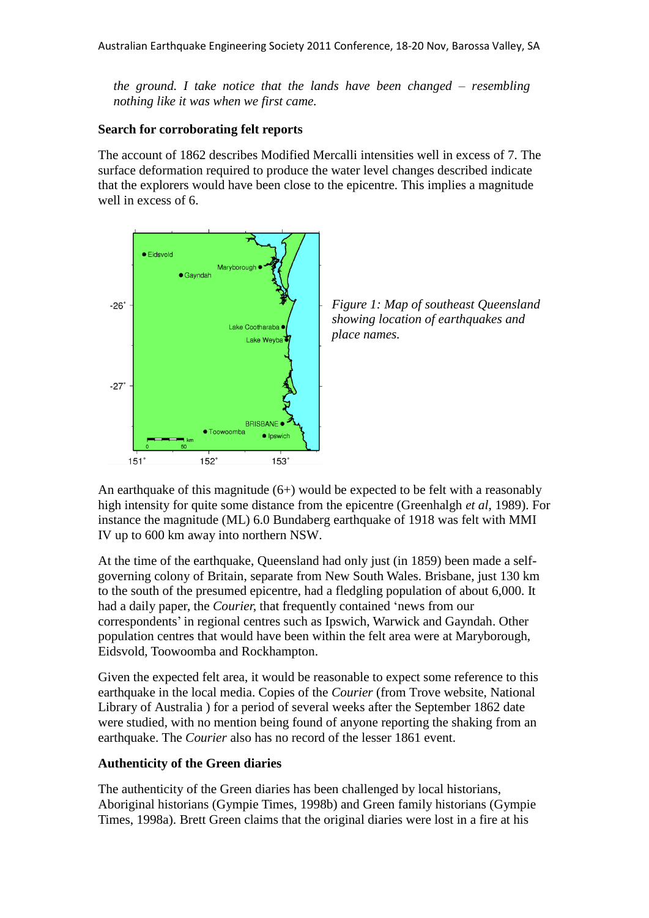*the ground. I take notice that the lands have been changed – resembling nothing like it was when we first came.*

**Search for corroborating felt reports**

The account of 1862 describes Modified Mercalli intensities well in excess of 7. The surface deformation required to produce the water level changes described indicate that the explorers would have been close to the epicentre. This implies a magnitude well in excess of 6.

*Figure 1: Map of southeast Queensland showing location of earthquakes and place names.*

An earthquake of this magnitude (6+) would be expected to be felt with a reasonably high intensity for quite some distance from the epicentre (Greenhalgh *et al*, 1989). For instance the magnitude (ML) 6.0 Bundaberg earthquake of 1918 was felt with MMI IV up to 600 km away into northern NSW.

At the time of the earthquake, Queensland had only just (in 1859) been made a self-governing colony of Britain, separate from New South Wales. Brisbane, just 130 km to the south of the presumed epicentre, had a fledgling population of about 6,000. It had a daily paper, the *Courier*, that frequently contained 'news from our correspondents' in regional centres such as Ipswich, Warwick and Gayndah. Other population centres that would have been within the felt area were at Maryborough, Eidsvold, Toowoomba and Rockhampton.

Given the expected felt area, it would be reasonable to expect some reference to this earthquake in the local media. Copies of the *Courier* (from Trove website, National Library of Australia ) for a period of several weeks after the September 1862 date were studied, with no mention being found of anyone reporting the shaking from an earthquake. The *Courier* also has no record of the lesser 1861 event.

**Authenticity of the Green diaries**

The authenticity of the Green diaries has been challenged by local historians, Aboriginal historians (Gympie Times, 1998b) and Green family historians (Gympie Times, 1998a). Brett Green claims that the original diaries were lost in a fire at his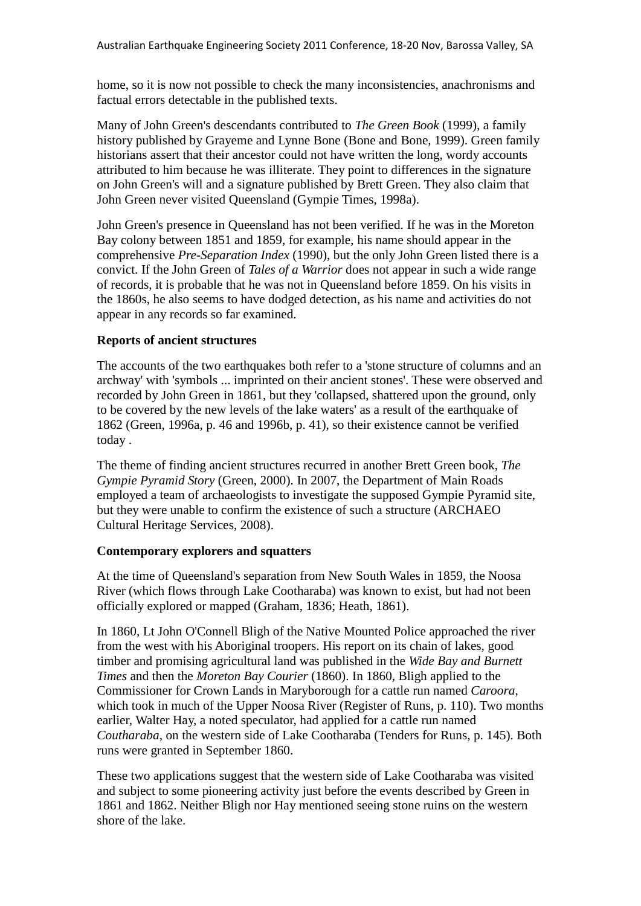home, so it is now not possible to check the many inconsistencies, anachronisms and factual errors detectable in the published texts.

Many of John Green's descendants contributed to *The Green Book* (1999), a family history published by Grayeme and Lynne Bone (Bone and Bone, 1999). Green family historians assert that their ancestor could not have written the long, wordy accounts attributed to him because he was illiterate. They point to differences in the signature on John Green's will and a signature published by Brett Green. They also claim that John Green never visited Queensland (Gympie Times, 1998a).

John Green's presence in Queensland has not been verified. If he was in the Moreton Bay colony between 1851 and 1859, for example, his name should appear in the comprehensive *Pre-Separation Index* (1990), but the only John Green listed there is a convict. If the John Green of *Tales of a Warrior* does not appear in such a wide range of records, it is probable that he was not in Queensland before 1859. On his visits in the 1860s, he also seems to have dodged detection, as his name and activities do not appear in any records so far examined.

**Reports of ancient structures**

The accounts of the two earthquakes both refer to a 'stone structure of columns and an archway' with 'symbols ... imprinted on their ancient stones'. These were observed and recorded by John Green in 1861, but they 'collapsed, shattered upon the ground, only to be covered by the new levels of the lake waters' as a result of the earthquake of 1862 (Green, 1996a, p. 46 and 1996b, p. 41), so their existence cannot be verified today .

The theme of finding ancient structures recurred in another Brett Green book, *The Gympie Pyramid Story* (Green, 2000). In 2007, the Department of Main Roads employed a team of archaeologists to investigate the supposed Gympie Pyramid site, but they were unable to confirm the existence of such a structure (ARCHAEO Cultural Heritage Services, 2008).

**Contemporary explorers and squatters**

At the time of Queensland's separation from New South Wales in 1859, the Noosa River (which flows through Lake Cootharaba) was known to exist, but had not been officially explored or mapped (Graham, 1836; Heath, 1861).

In 1860, Lt John O'Connell Bligh of the Native Mounted Police approached the river from the west with his Aboriginal troopers. His report on its chain of lakes, good timber and promising agricultural land was published in the *Wide Bay and Burnett Times* and then the *Moreton Bay Courier* (1860). In 1860, Bligh applied to the Commissioner for Crown Lands in Maryborough for a cattle run named *Caroora*, which took in much of the Upper Noosa River (Register of Runs, p. 110). Two months earlier, Walter Hay, a noted speculator, had applied for a cattle run named *Coutharaba*, on the western side of Lake Cootharaba (Tenders for Runs, p. 145). Both runs were granted in September 1860.

These two applications suggest that the western side of Lake Cootharaba was visited and subject to some pioneering activity just before the events described by Green in 1861 and 1862. Neither Bligh nor Hay mentioned seeing stone ruins on the western shore of the lake.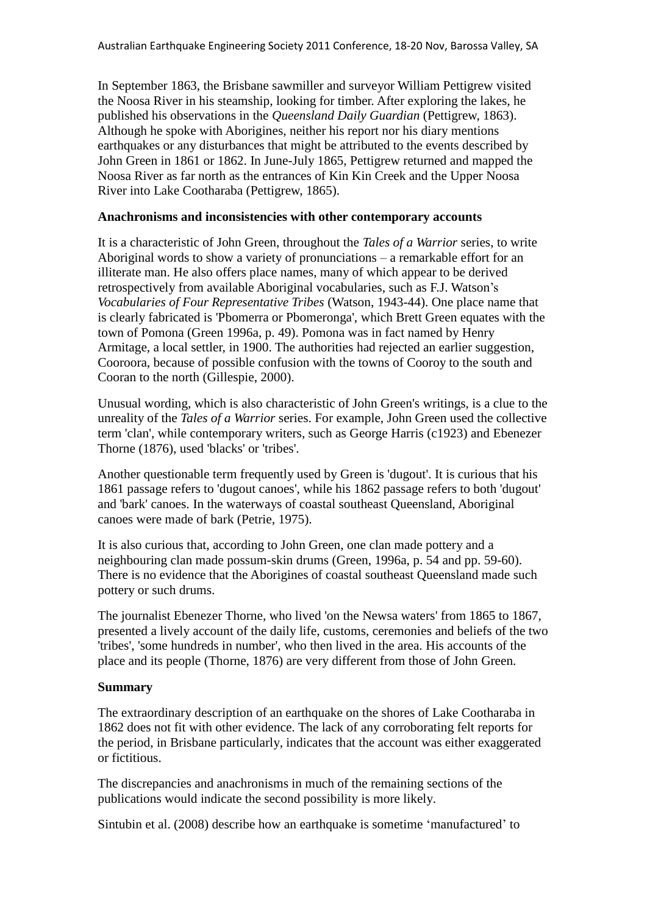In September 1863, the Brisbane sawmiller and surveyor William Pettigrew visited the Noosa River in his steamship, looking for timber. After exploring the lakes, he published his observations in the *Queensland Daily Guardian* (Pettigrew, 1863). Although he spoke with Aborigines, neither his report nor his diary mentions earthquakes or any disturbances that might be attributed to the events described by John Green in 1861 or 1862. In June-July 1865, Pettigrew returned and mapped the Noosa River as far north as the entrances of Kin Kin Creek and the Upper Noosa River into Lake Cootharaba (Pettigrew, 1865).

**Anachronisms and inconsistencies with other contemporary accounts**

It is a characteristic of John Green, throughout the *Tales of a Warrior* series, to write Aboriginal words to show a variety of pronunciations – a remarkable effort for an illiterate man. He also offers place names, many of which appear to be derived retrospectively from available Aboriginal vocabularies, such as F.J. Watson's *Vocabularies of Four Representative Tribes* (Watson, 1943-44). One place name that is clearly fabricated is 'Pbomerra or Pbomeronga', which Brett Green equates with the town of Pomona (Green 1996a, p. 49). Pomona was in fact named by Henry Armitage, a local settler, in 1900. The authorities had rejected an earlier suggestion, Cooroora, because of possible confusion with the towns of Cooroy to the south and Cooran to the north (Gillespie, 2000).

Unusual wording, which is also characteristic of John Green's writings, is a clue to the unreality of the *Tales of a Warrior* series. For example, John Green used the collective term 'clan', while contemporary writers, such as George Harris (c1923) and Ebenezer Thorne (1876), used 'blacks' or 'tribes'.

Another questionable term frequently used by Green is 'dugout'. It is curious that his 1861 passage refers to 'dugout canoes', while his 1862 passage refers to both 'dugout' and 'bark' canoes. In the waterways of coastal southeast Queensland, Aboriginal canoes were made of bark (Petrie, 1975).

It is also curious that, according to John Green, one clan made pottery and a neighbouring clan made possum-skin drums (Green, 1996a, p. 54 and pp. 59-60). There is no evidence that the Aborigines of coastal southeast Queensland made such pottery or such drums.

The journalist Ebenezer Thorne, who lived 'on the Newsa waters' from 1865 to 1867, presented a lively account of the daily life, customs, ceremonies and beliefs of the two 'tribes', 'some hundreds in number', who then lived in the area. His accounts of the place and its people (Thorne, 1876) are very different from those of John Green.

**Summary**

The extraordinary description of an earthquake on the shores of Lake Cootharaba in 1862 does not fit with other evidence. The lack of any corroborating felt reports for the period, in Brisbane particularly, indicates that the account was either exaggerated or fictitious.

The discrepancies and anachronisms in much of the remaining sections of the publications would indicate the second possibility is more likely.

Sintubin et al. (2008) describe how an earthquake is sometime 'manufactured' to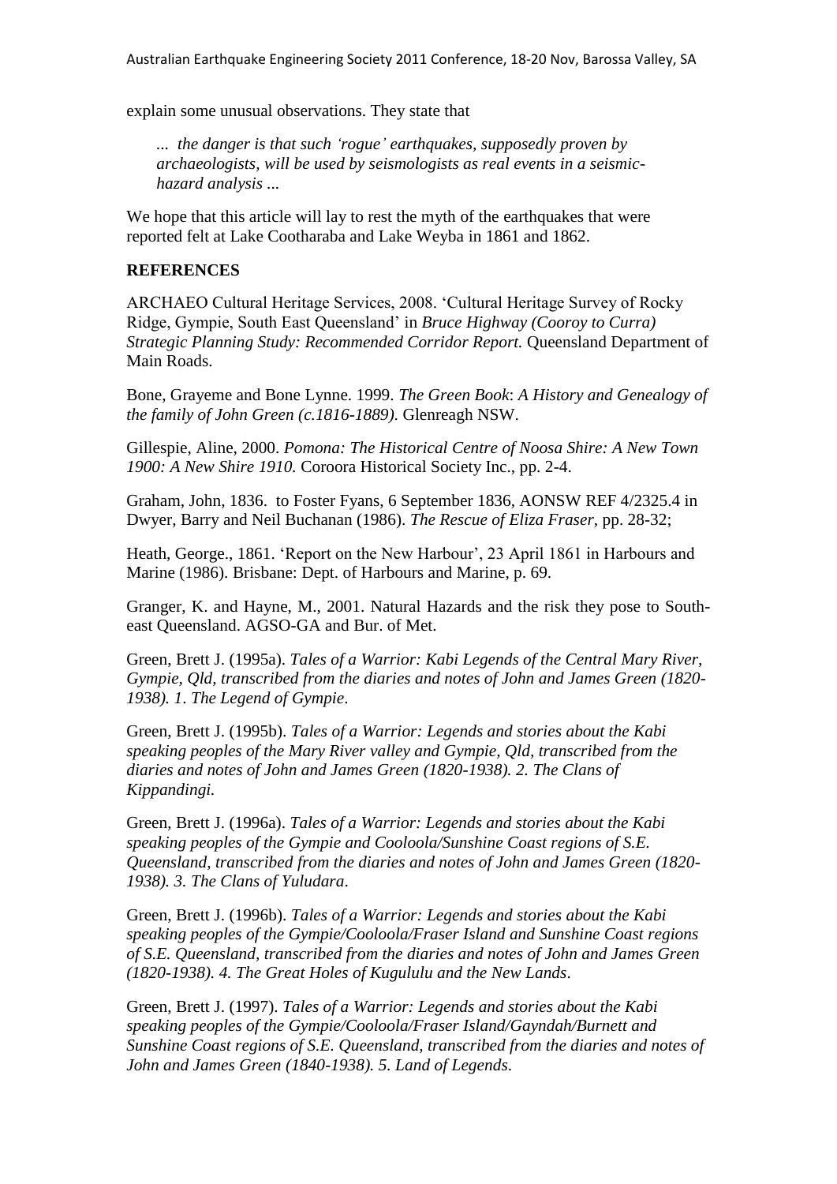explain some unusual observations. They state that

> *... the danger is that such 'rogue' earthquakes, supposedly proven by archaeologists, will be used by seismologists as real events in a seismic-hazard analysis ...*

We hope that this article will lay to rest the myth of the earthquakes that were reported felt at Lake Cootharaba and Lake Weyba in 1861 and 1862.

## REFERENCES

ARCHAEO Cultural Heritage Services, 2008. 'Cultural Heritage Survey of Rocky Ridge, Gympie, South East Queensland' in *Bruce Highway (Cooroy to Curra) Strategic Planning Study: Recommended Corridor Report.* Queensland Department of Main Roads.

Bone, Grayeme and Bone Lynne. 1999. *The Green Book*: *A History and Genealogy of the family of John Green (c.1816-1889).* Glenreagh NSW.

Gillespie, Aline, 2000. *Pomona: The Historical Centre of Noosa Shire: A New Town 1900: A New Shire 1910.* Coroora Historical Society Inc., pp. 2-4.

Graham, John, 1836. to Foster Fyans, 6 September 1836, AONSW REF 4/2325.4 in Dwyer, Barry and Neil Buchanan (1986). *The Rescue of Eliza Fraser*, pp. 28-32;

Heath, George., 1861. 'Report on the New Harbour', 23 April 1861 in Harbours and Marine (1986). Brisbane: Dept. of Harbours and Marine, p. 69.

Granger, K. and Hayne, M., 2001. Natural Hazards and the risk they pose to South-east Queensland. AGSO-GA and Bur. of Met.

Green, Brett J. (1995a). *Tales of a Warrior: Kabi Legends of the Central Mary River, Gympie, Qld, transcribed from the diaries and notes of John and James Green (1820-1938). 1. The Legend of Gympie*.

Green, Brett J. (1995b). *Tales of a Warrior: Legends and stories about the Kabi speaking peoples of the Mary River valley and Gympie, Qld, transcribed from the diaries and notes of John and James Green (1820-1938). 2. The Clans of Kippandingi.*

Green, Brett J. (1996a). *Tales of a Warrior: Legends and stories about the Kabi speaking peoples of the Gympie and Cooloola/Sunshine Coast regions of S.E. Queensland, transcribed from the diaries and notes of John and James Green (1820-1938). 3. The Clans of Yuludara*.

Green, Brett J. (1996b). *Tales of a Warrior: Legends and stories about the Kabi speaking peoples of the Gympie/Cooloola/Fraser Island and Sunshine Coast regions of S.E. Queensland, transcribed from the diaries and notes of John and James Green (1820-1938). 4. The Great Holes of Kugululu and the New Lands*.

Green, Brett J. (1997). *Tales of a Warrior: Legends and stories about the Kabi speaking peoples of the Gympie/Cooloola/Fraser Island/Gayndah/Burnett and Sunshine Coast regions of S.E. Queensland, transcribed from the diaries and notes of John and James Green (1840-1938). 5. Land of Legends*.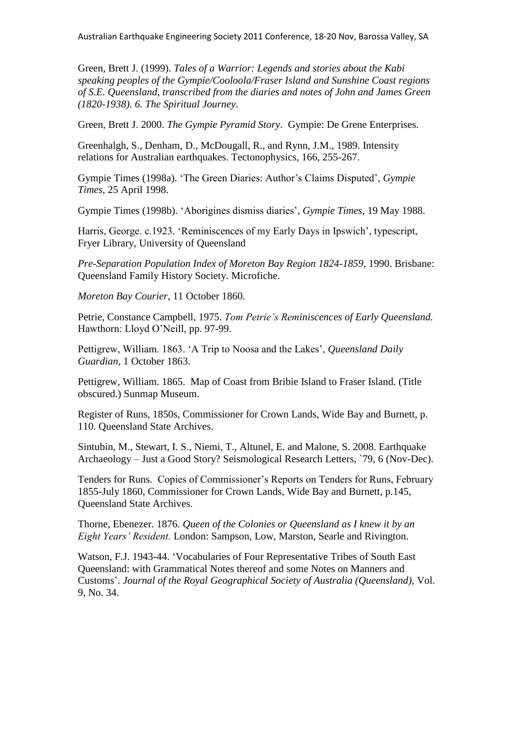Green, Brett J. (1999). *Tales of a Warrior: Legends and stories about the Kabi speaking peoples of the Gympie/Cooloola/Fraser Island and Sunshine Coast regions of S.E. Queensland, transcribed from the diaries and notes of John and James Green (1820-1938). 6. The Spiritual Journey*.

Green, Brett J. 2000. *The Gympie Pyramid Story*. Gympie: De Grene Enterprises.

Greenhalgh, S., Denham, D., McDougall, R., and Rynn, J.M., 1989. Intensity relations for Australian earthquakes. Tectonophysics, 166, 255-267.

Gympie Times (1998a). 'The Green Diaries: Author's Claims Disputed', *Gympie Times*, 25 April 1998.

Gympie Times (1998b). 'Aborigines dismiss diaries', *Gympie Times*, 19 May 1988.

Harris, George. c.1923. 'Reminiscences of my Early Days in Ipswich', typescript, Fryer Library, University of Queensland

*Pre-Separation Population Index of Moreton Bay Region 1824-1859*, 1990. Brisbane: Queensland Family History Society. Microfiche.

*Moreton Bay Courier*, 11 October 1860.

Petrie, Constance Campbell, 1975. *Tom Petrie's Reminiscences of Early Queensland.* Hawthorn: Lloyd O'Neill, pp. 97-99.

Pettigrew, William. 1863. 'A Trip to Noosa and the Lakes', *Queensland Daily Guardian*, 1 October 1863.

Pettigrew, William. 1865. Map of Coast from Bribie Island to Fraser Island. (Title obscured.) Sunmap Museum.

Register of Runs, 1850s, Commissioner for Crown Lands, Wide Bay and Burnett, p. 110. Queensland State Archives.

Sintubin, M., Stewart, I. S., Niemi, T., Altunel, E. and Malone, S. 2008. Earthquake Archaeology – Just a Good Story? Seismological Research Letters, `79, 6 (Nov-Dec).

Tenders for Runs. Copies of Commissioner's Reports on Tenders for Runs, February 1855-July 1860, Commissioner for Crown Lands, Wide Bay and Burnett, p.145, Queensland State Archives.

Thorne, Ebenezer. 1876. *Queen of the Colonies or Queensland as I knew it by an Eight Years' Resident.* London: Sampson, Low, Marston, Searle and Rivington.

Watson, F.J. 1943-44. 'Vocabularies of Four Representative Tribes of South East Queensland: with Grammatical Notes thereof and some Notes on Manners and Customs'. *Journal of the Royal Geographical Society of Australia (Queensland),* Vol. 9, No. 34.